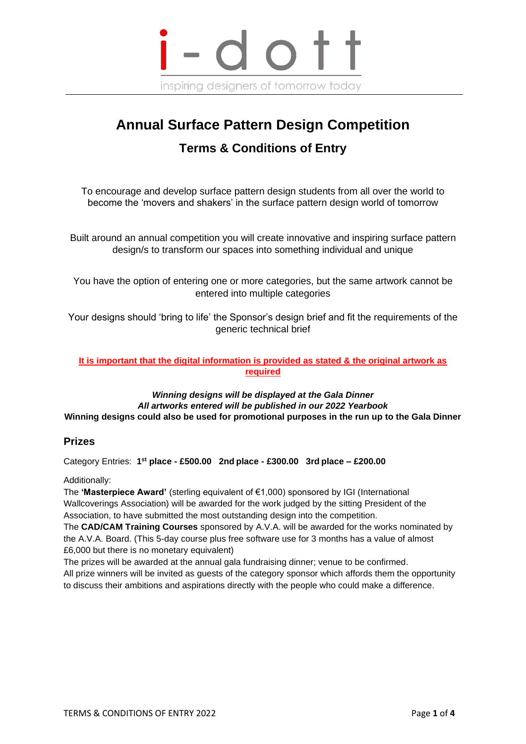i-dott

inspiring designers of tomorrow today

# Annual Surface Pattern Design Competition

## Terms & Conditions of Entry

To encourage and develop surface pattern design students from all over the world to become the 'movers and shakers' in the surface pattern design world of tomorrow

Built around an annual competition you will create innovative and inspiring surface pattern design/s to transform our spaces into something individual and unique

You have the option of entering one or more categories, but the same artwork cannot be entered into multiple categories

Your designs should 'bring to life' the Sponsor's design brief and fit the requirements of the generic technical brief

**It is important that the digital information is provided as stated & the original artwork as required**

***Winning designs will be displayed at the Gala Dinner***
***All artworks entered will be published in our 2022 Yearbook***
**Winning designs could also be used for promotional purposes in the run up to the Gala Dinner**

### Prizes

Category Entries: **1st place - £500.00 2nd place - £300.00 3rd place – £200.00**

Additionally:
The **'Masterpiece Award'** (sterling equivalent of €1,000) sponsored by IGI (International Wallcoverings Association) will be awarded for the work judged by the sitting President of the Association, to have submitted the most outstanding design into the competition.
The **CAD/CAM Training Courses** sponsored by A.V.A. will be awarded for the works nominated by the A.V.A. Board. (This 5-day course plus free software use for 3 months has a value of almost £6,000 but there is no monetary equivalent)
The prizes will be awarded at the annual gala fundraising dinner; venue to be confirmed.
All prize winners will be invited as guests of the category sponsor which affords them the opportunity to discuss their ambitions and aspirations directly with the people who could make a difference.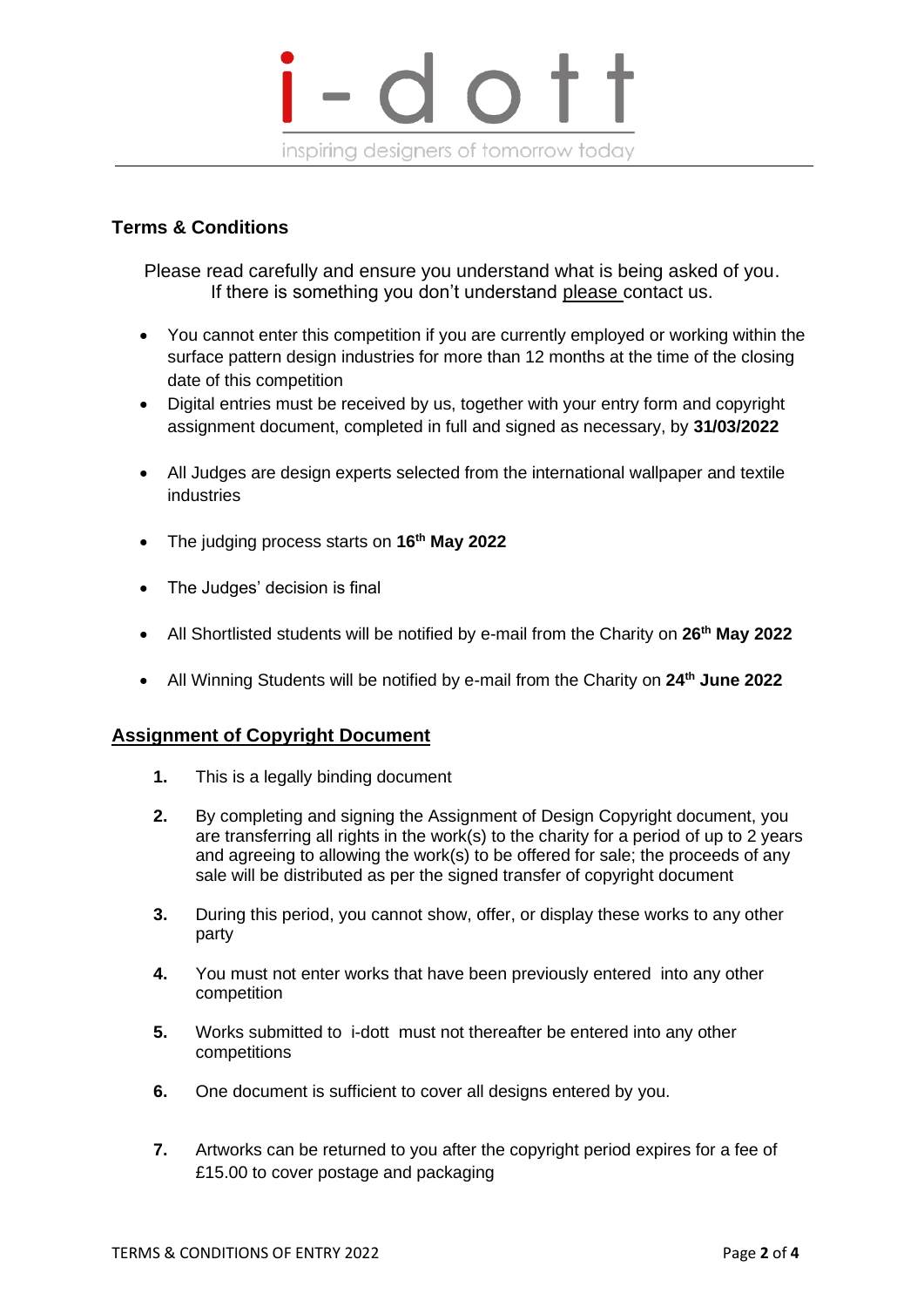i-dott

inspiring designers of tomorrow today

## Terms & Conditions

Please read carefully and ensure you understand what is being asked of you.
If there is something you don't understand please contact us.

- You cannot enter this competition if you are currently employed or working within the surface pattern design industries for more than 12 months at the time of the closing date of this competition
- Digital entries must be received by us, together with your entry form and copyright assignment document, completed in full and signed as necessary, by **31/03/2022**
- All Judges are design experts selected from the international wallpaper and textile industries
- The judging process starts on **16th May 2022**
- The Judges' decision is final
- All Shortlisted students will be notified by e-mail from the Charity on **26th May 2022**
- All Winning Students will be notified by e-mail from the Charity on **24th June 2022**

## Assignment of Copyright Document

1. This is a legally binding document
2. By completing and signing the Assignment of Design Copyright document, you are transferring all rights in the work(s) to the charity for a period of up to 2 years and agreeing to allowing the work(s) to be offered for sale; the proceeds of any sale will be distributed as per the signed transfer of copyright document
3. During this period, you cannot show, offer, or display these works to any other party
4. You must not enter works that have been previously entered into any other competition
5. Works submitted to i-dott must not thereafter be entered into any other competitions
6. One document is sufficient to cover all designs entered by you.
7. Artworks can be returned to you after the copyright period expires for a fee of £15.00 to cover postage and packaging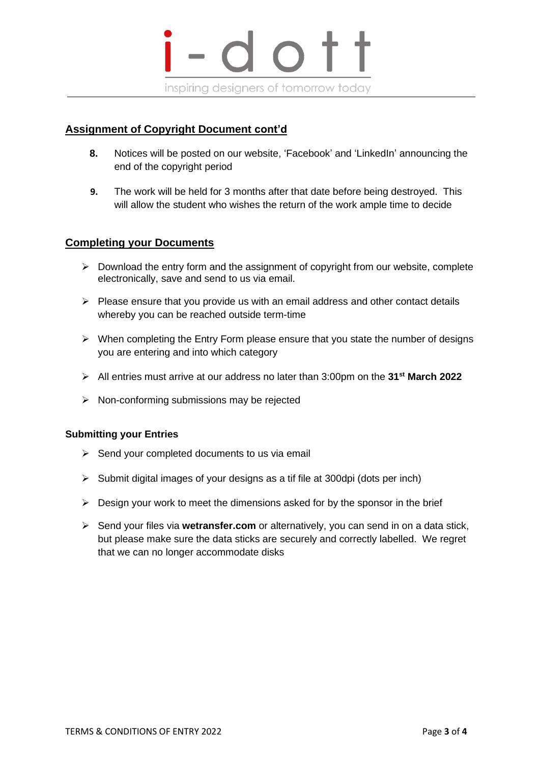## Assignment of Copyright Document cont'd

8. Notices will be posted on our website, 'Facebook' and 'LinkedIn' announcing the end of the copyright period

9. The work will be held for 3 months after that date before being destroyed. This will allow the student who wishes the return of the work ample time to decide

## Completing your Documents

- Download the entry form and the assignment of copyright from our website, complete electronically, save and send to us via email.
- Please ensure that you provide us with an email address and other contact details whereby you can be reached outside term-time
- When completing the Entry Form please ensure that you state the number of designs you are entering and into which category
- All entries must arrive at our address no later than 3:00pm on the **31st March 2022**
- Non-conforming submissions may be rejected

### Submitting your Entries

- Send your completed documents to us via email
- Submit digital images of your designs as a tif file at 300dpi (dots per inch)
- Design your work to meet the dimensions asked for by the sponsor in the brief
- Send your files via **wetransfer.com** or alternatively, you can send in on a data stick, but please make sure the data sticks are securely and correctly labelled. We regret that we can no longer accommodate disks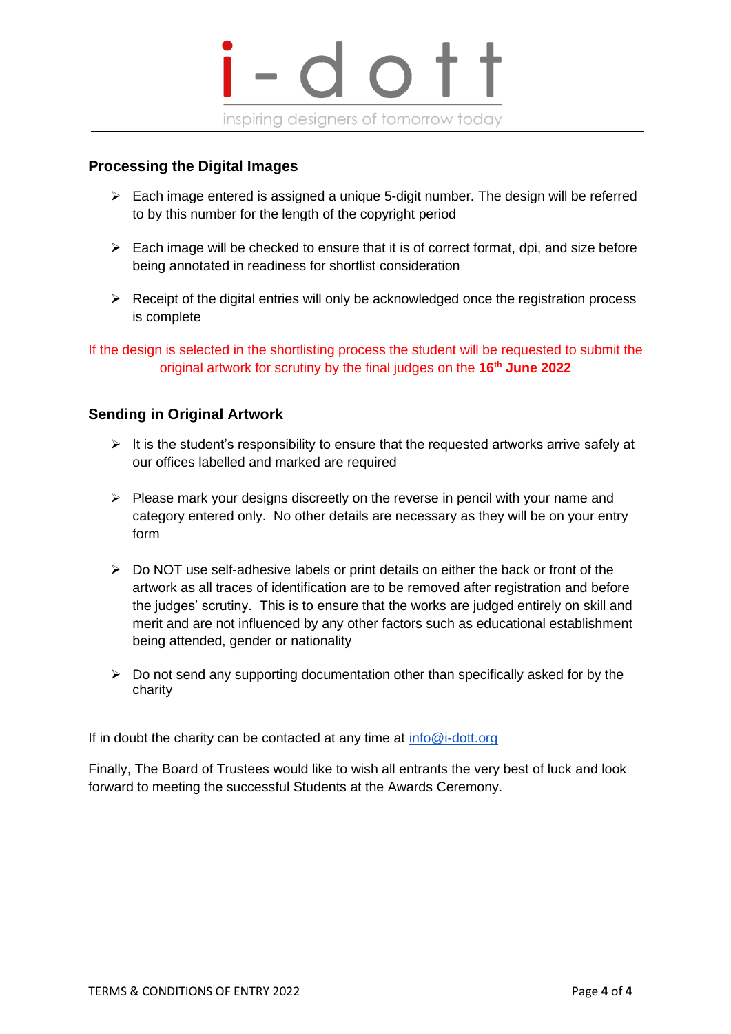## Processing the Digital Images

- Each image entered is assigned a unique 5-digit number. The design will be referred to by this number for the length of the copyright period
- Each image will be checked to ensure that it is of correct format, dpi, and size before being annotated in readiness for shortlist consideration
- Receipt of the digital entries will only be acknowledged once the registration process is complete

If the design is selected in the shortlisting process the student will be requested to submit the original artwork for scrutiny by the final judges on the **16th June 2022**

## Sending in Original Artwork

- It is the student's responsibility to ensure that the requested artworks arrive safely at our offices labelled and marked are required
- Please mark your designs discreetly on the reverse in pencil with your name and category entered only. No other details are necessary as they will be on your entry form
- Do NOT use self-adhesive labels or print details on either the back or front of the artwork as all traces of identification are to be removed after registration and before the judges' scrutiny. This is to ensure that the works are judged entirely on skill and merit and are not influenced by any other factors such as educational establishment being attended, gender or nationality
- Do not send any supporting documentation other than specifically asked for by the charity

If in doubt the charity can be contacted at any time at info@i-dott.org

Finally, The Board of Trustees would like to wish all entrants the very best of luck and look forward to meeting the successful Students at the Awards Ceremony.